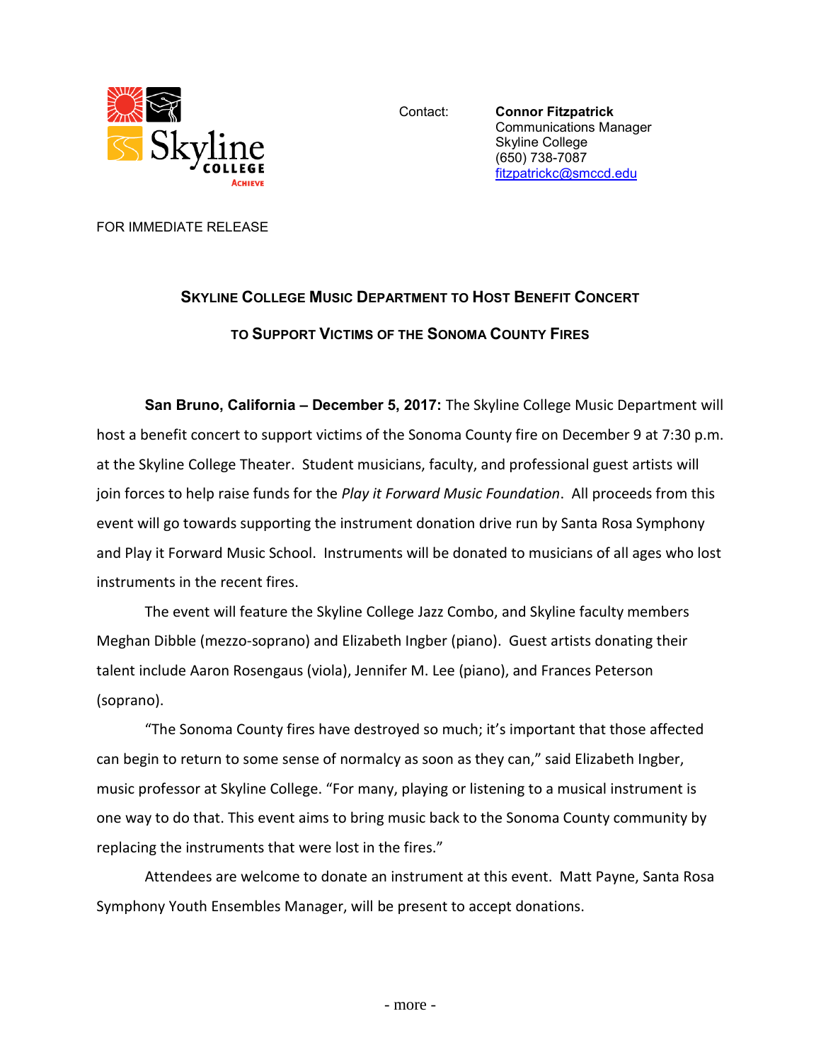Contact: **Connor Fitzpatrick**
Communications Manager
Skyline College
(650) 738-7087
fitzpatrickc@smccd.edu

FOR IMMEDIATE RELEASE

## SKYLINE COLLEGE MUSIC DEPARTMENT TO HOST BENEFIT CONCERT TO SUPPORT VICTIMS OF THE SONOMA COUNTY FIRES

**San Bruno, California – December 5, 2017:** The Skyline College Music Department will host a benefit concert to support victims of the Sonoma County fire on December 9 at 7:30 p.m. at the Skyline College Theater. Student musicians, faculty, and professional guest artists will join forces to help raise funds for the *Play it Forward Music Foundation*. All proceeds from this event will go towards supporting the instrument donation drive run by Santa Rosa Symphony and Play it Forward Music School. Instruments will be donated to musicians of all ages who lost instruments in the recent fires.

The event will feature the Skyline College Jazz Combo, and Skyline faculty members Meghan Dibble (mezzo-soprano) and Elizabeth Ingber (piano). Guest artists donating their talent include Aaron Rosengaus (viola), Jennifer M. Lee (piano), and Frances Peterson (soprano).

"The Sonoma County fires have destroyed so much; it's important that those affected can begin to return to some sense of normalcy as soon as they can," said Elizabeth Ingber, music professor at Skyline College. "For many, playing or listening to a musical instrument is one way to do that. This event aims to bring music back to the Sonoma County community by replacing the instruments that were lost in the fires."

Attendees are welcome to donate an instrument at this event. Matt Payne, Santa Rosa Symphony Youth Ensembles Manager, will be present to accept donations.

- more -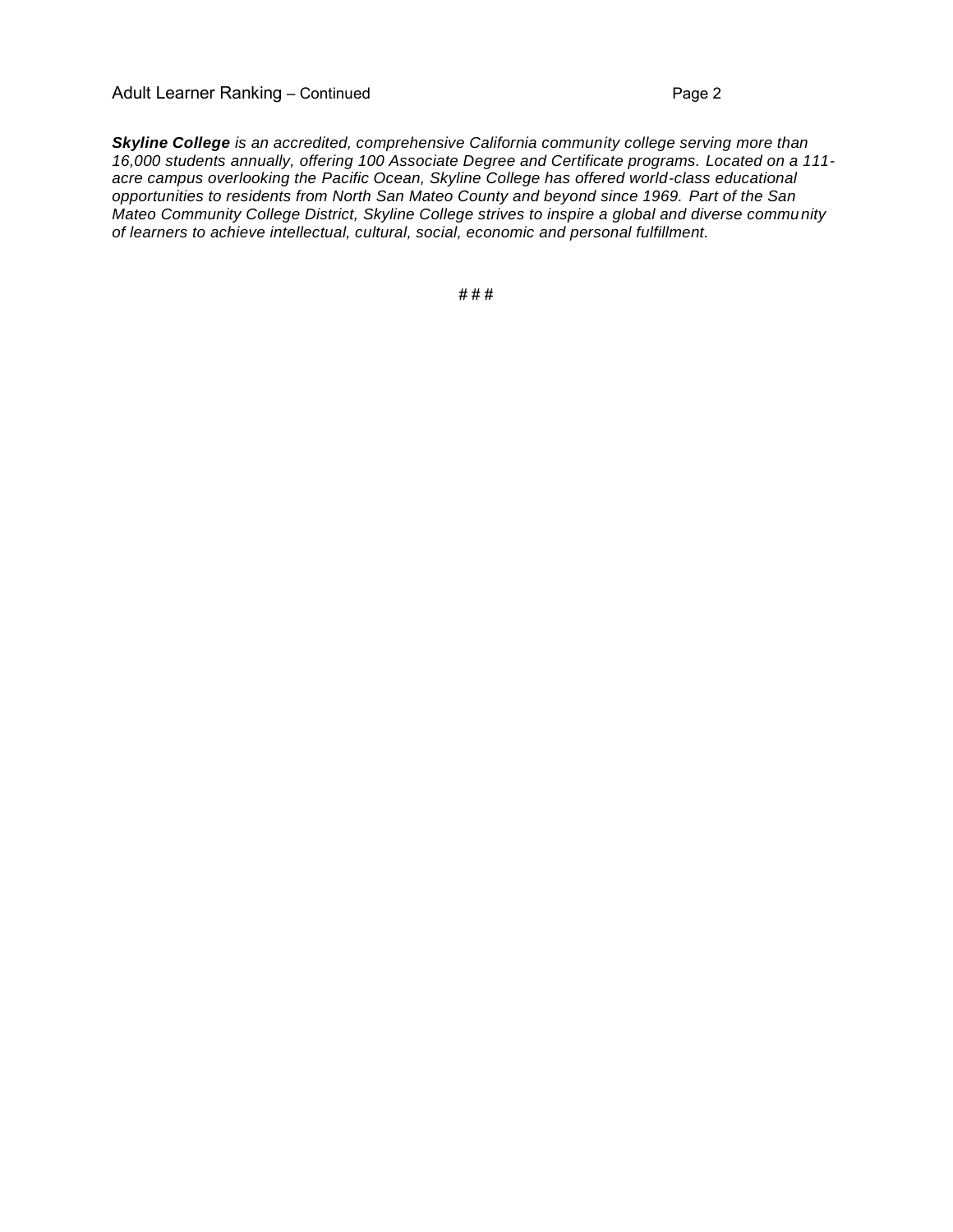***Skyline College** is an accredited, comprehensive California community college serving more than 16,000 students annually, offering 100 Associate Degree and Certificate programs. Located on a 111-acre campus overlooking the Pacific Ocean, Skyline College has offered world-class educational opportunities to residents from North San Mateo County and beyond since 1969. Part of the San Mateo Community College District, Skyline College strives to inspire a global and diverse community of learners to achieve intellectual, cultural, social, economic and personal fulfillment.*

# # #